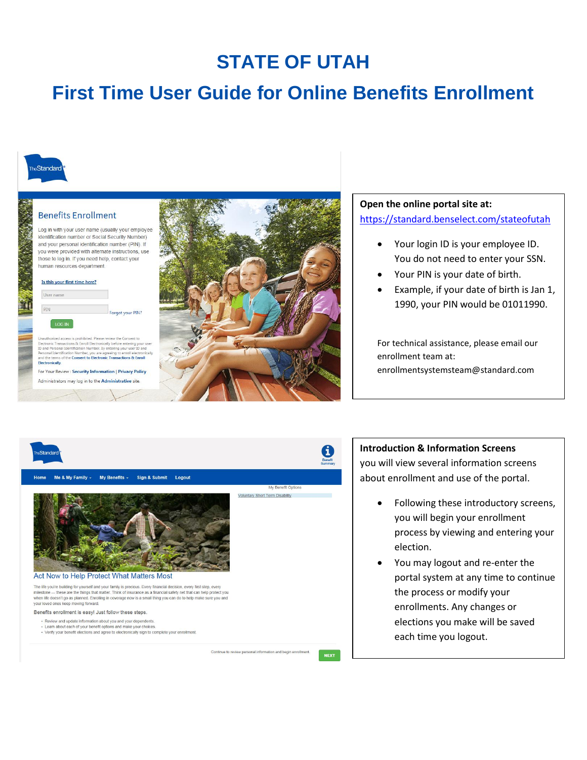# STATE OF UTAH

## First Time User Guide for Online Benefits Enrollment

**Open the online portal site at:**
https://standard.benselect.com/stateofutah

- Your login ID is your employee ID. You do not need to enter your SSN.
- Your PIN is your date of birth.
- Example, if your date of birth is Jan 1, 1990, your PIN would be 01011990.

For technical assistance, please email our enrollment team at: enrollmentsystemsteam@standard.com

**Introduction & Information Screens**
you will view several information screens about enrollment and use of the portal.

- Following these introductory screens, you will begin your enrollment process by viewing and entering your election.
- You may logout and re-enter the portal system at any time to continue the process or modify your enrollments. Any changes or elections you make will be saved each time you logout.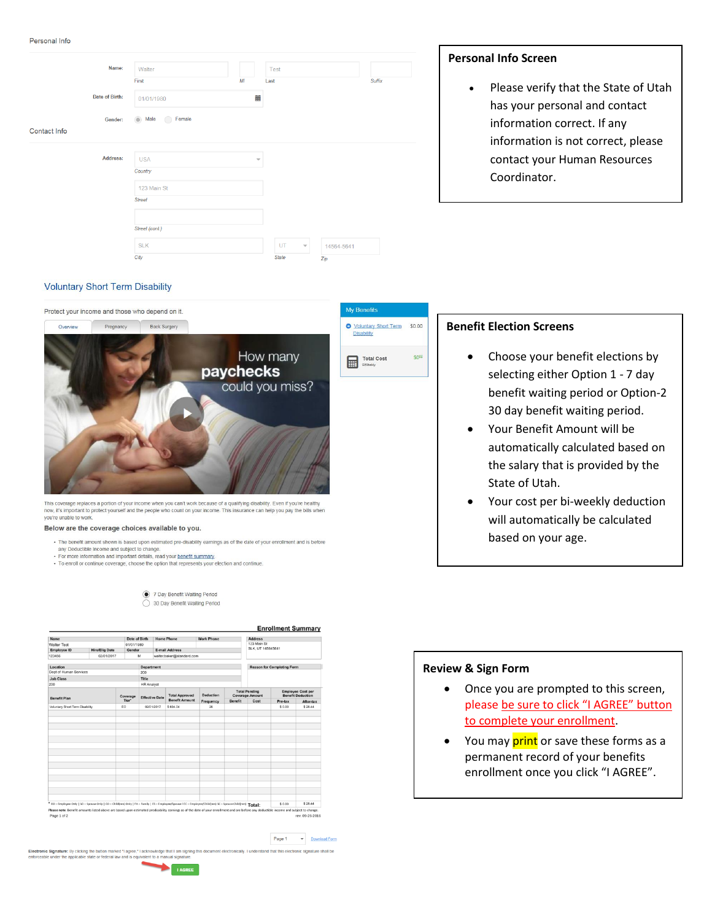Personal Info

Name: Walter | | Test |
First | MI | Last | Suffix

Date of Birth: 01/01/1980

Gender: Male Female

Contact Info

Address: USA
Country

123 Main St
Street

Street (cont.)

SLK | UT | 14564-5641
City | State | Zip

### Personal Info Screen

- Please verify that the State of Utah has your personal and contact information correct. If any information is not correct, please contact your Human Resources Coordinator.

Voluntary Short Term Disability

Protect your income and those who depend on it.

Overview | Pregnancy | Back Surgery

How many paychecks could you miss?

My Benefits

Voluntary Short Term Disability $0.00

Total Cost $0.00 BiWeekly

This coverage replaces a portion of your income when you can't work because of a qualifying disability. Even if you're healthy now, it's important to protect yourself and the people who count on your income. This insurance can help you pay the bills when you're unable to work.

**Below are the coverage choices available to you.**

- The benefit amount shown is based upon estimated pre-disability earnings as of the date of your enrollment and is before any Deductible Income and subject to change.
- For more information and important details, read your benefit summary.
- To enroll or continue coverage, choose the option that represents your election and continue.

◉ 7 Day Benefit Waiting Period
○ 30 Day Benefit Waiting Period

### Benefit Election Screens

- Choose your benefit elections by selecting either Option 1 - 7 day benefit waiting period or Option-2 30 day benefit waiting period.
- Your Benefit Amount will be automatically calculated based on the salary that is provided by the State of Utah.
- Your cost per bi-weekly deduction will automatically be calculated based on your age.

**Enrollment Summary**

| Name | Date of Birth | Home Phone | Work Phone | Address |
|---|---|---|---|---|
| Walter Test | 01/01/1980 | | | 123 Main St SLK, UT 14564-5641 |

| Employee ID | Hire/Elig Date | Gender | E-mail Address |
|---|---|---|---|
| 123456 | 02/01/2017 | M | walter.baker@standard.com |

| Location | Department | Reason for Completing Form |
|---|---|---|
| Dept of Human Services | 200 | |

| Job Class | Title |
|---|---|
| 200 | HR Analyst |

| Benefit Plan | Coverage Tier* | Effective Date | Total Approved Benefit Amount | Deduction Frequency | Total Pending Coverage Amount Benefit | Total Pending Coverage Amount Cost | Employee Cost per Benefit Deduction Pre-tax | Employee Cost per Benefit Deduction After-tax |
|---|---|---|---|---|---|---|---|---|
| Voluntary Short Term Disability | EO | 02/01/2017 | $ 604.04 | 26 | | | $ 0.00 | $ 28.44 |
| | | | | | | Total: | $ 0.00 | $ 28.44 |

* EO = Employee Only | SO = Spouse Only | CO = Child(ren) Only | FA = Family | ES = Employee/Spouse | EC = Employee/Child(ren) | SC = Spouse/Child(ren)

Please note: Benefit amounts listed above are based upon estimated predisability earnings as of the date of your enrollment and are before any deductible income and subject to change.

Page 1 of 2 rev. 09-26-2016

Page 1 Download Form

Electronic Signature: By clicking the button marked "I agree," I acknowledge that I am signing this document electronically. I understand that this electronic signature shall be enforceable under the applicable state or federal law and is equivalent to a manual signature.

I AGREE

### Review & Sign Form

- Once you are prompted to this screen, please be sure to click "I AGREE" button to complete your enrollment.
- You may print or save these forms as a permanent record of your benefits enrollment once you click "I AGREE".